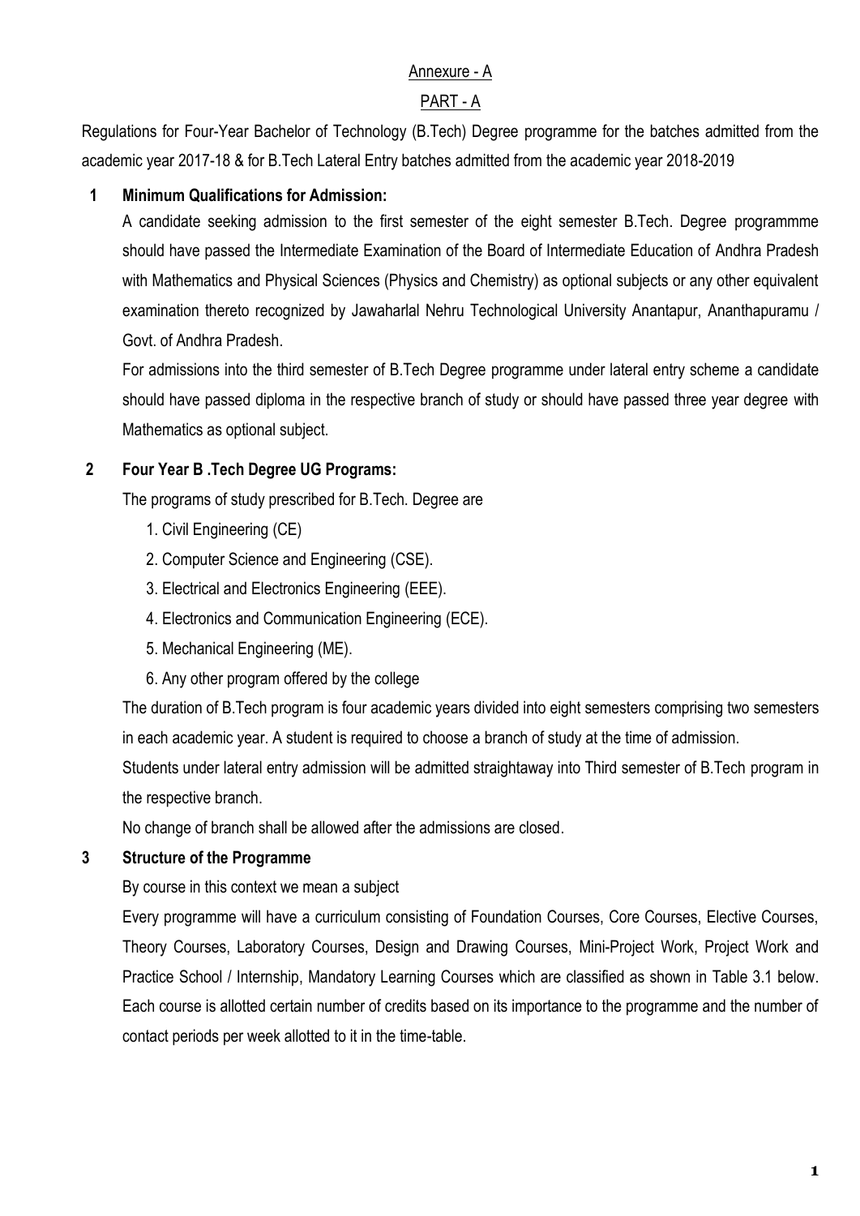Annexure - A

PART - A

Regulations for Four-Year Bachelor of Technology (B.Tech) Degree programme for the batches admitted from the academic year 2017-18 & for B.Tech Lateral Entry batches admitted from the academic year 2018-2019

**1 Minimum Qualifications for Admission:**

A candidate seeking admission to the first semester of the eight semester B.Tech. Degree programmme should have passed the Intermediate Examination of the Board of Intermediate Education of Andhra Pradesh with Mathematics and Physical Sciences (Physics and Chemistry) as optional subjects or any other equivalent examination thereto recognized by Jawaharlal Nehru Technological University Anantapur, Ananthapuramu / Govt. of Andhra Pradesh.

For admissions into the third semester of B.Tech Degree programme under lateral entry scheme a candidate should have passed diploma in the respective branch of study or should have passed three year degree with Mathematics as optional subject.

**2 Four Year B .Tech Degree UG Programs:**

The programs of study prescribed for B.Tech. Degree are

1. Civil Engineering (CE)
2. Computer Science and Engineering (CSE).
3. Electrical and Electronics Engineering (EEE).
4. Electronics and Communication Engineering (ECE).
5. Mechanical Engineering (ME).
6. Any other program offered by the college

The duration of B.Tech program is four academic years divided into eight semesters comprising two semesters in each academic year. A student is required to choose a branch of study at the time of admission.

Students under lateral entry admission will be admitted straightaway into Third semester of B.Tech program in the respective branch.

No change of branch shall be allowed after the admissions are closed.

**3 Structure of the Programme**

By course in this context we mean a subject

Every programme will have a curriculum consisting of Foundation Courses, Core Courses, Elective Courses, Theory Courses, Laboratory Courses, Design and Drawing Courses, Mini-Project Work, Project Work and Practice School / Internship, Mandatory Learning Courses which are classified as shown in Table 3.1 below. Each course is allotted certain number of credits based on its importance to the programme and the number of contact periods per week allotted to it in the time-table.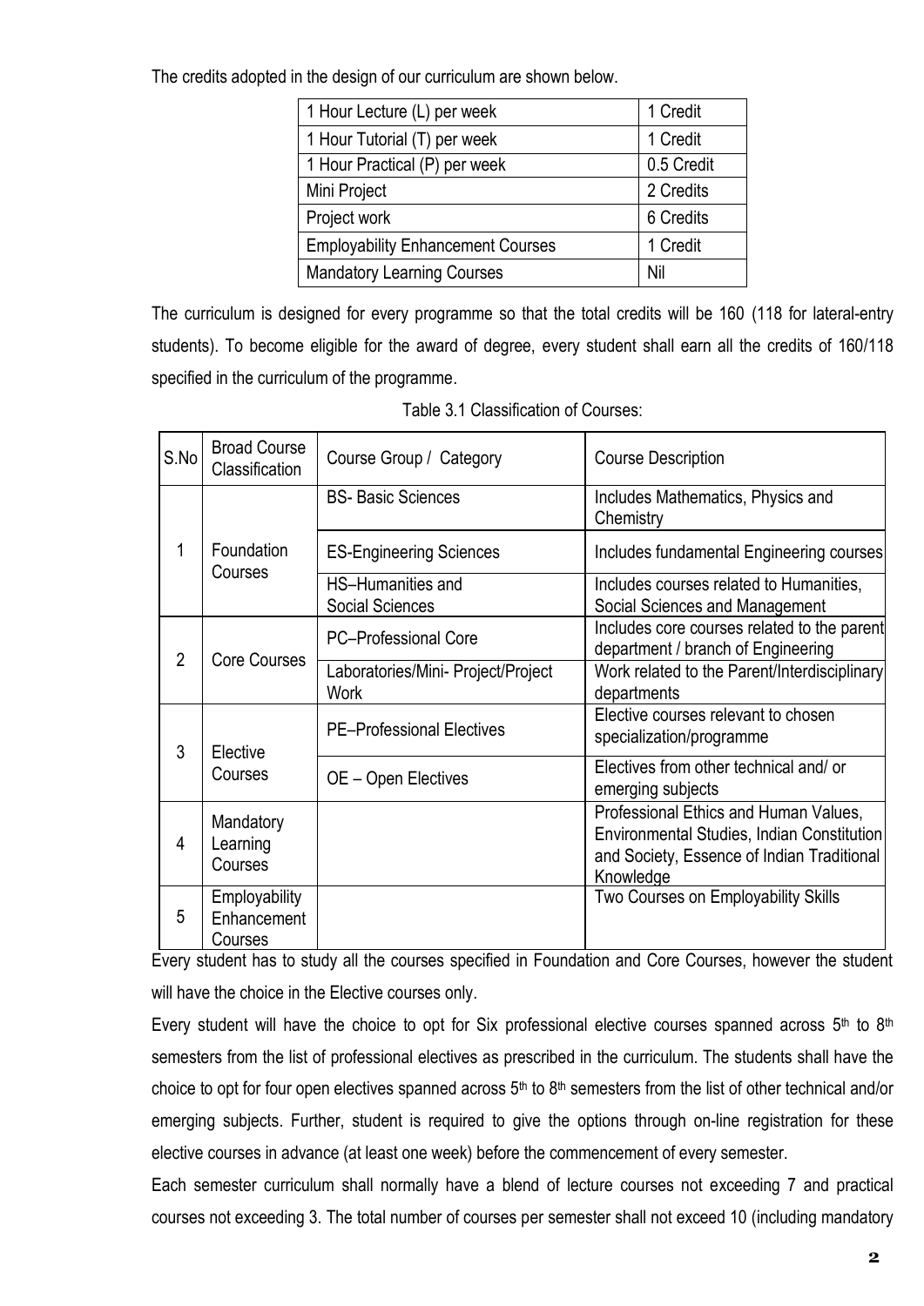The credits adopted in the design of our curriculum are shown below.

| | |
|---|---|
| 1 Hour Lecture (L) per week | 1 Credit |
| 1 Hour Tutorial (T) per week | 1 Credit |
| 1 Hour Practical (P) per week | 0.5 Credit |
| Mini Project | 2 Credits |
| Project work | 6 Credits |
| Employability Enhancement Courses | 1 Credit |
| Mandatory Learning Courses | Nil |

The curriculum is designed for every programme so that the total credits will be 160 (118 for lateral-entry students). To become eligible for the award of degree, every student shall earn all the credits of 160/118 specified in the curriculum of the programme.

Table 3.1 Classification of Courses:

| S.No | Broad Course Classification | Course Group / Category | Course Description |
|---|---|---|---|
| 1 | Foundation Courses | BS- Basic Sciences | Includes Mathematics, Physics and Chemistry |
| | | ES-Engineering Sciences | Includes fundamental Engineering courses |
| | | HS–Humanities and Social Sciences | Includes courses related to Humanities, Social Sciences and Management |
| 2 | Core Courses | PC–Professional Core | Includes core courses related to the parent department / branch of Engineering |
| | | Laboratories/Mini- Project/Project Work | Work related to the Parent/Interdisciplinary departments |
| 3 | Elective Courses | PE–Professional Electives | Elective courses relevant to chosen specialization/programme |
| | | OE – Open Electives | Electives from other technical and/ or emerging subjects |
| 4 | Mandatory Learning Courses | | Professional Ethics and Human Values, Environmental Studies, Indian Constitution and Society, Essence of Indian Traditional Knowledge |
| 5 | Employability Enhancement Courses | | Two Courses on Employability Skills |

Every student has to study all the courses specified in Foundation and Core Courses, however the student will have the choice in the Elective courses only.

Every student will have the choice to opt for Six professional elective courses spanned across 5th to 8th semesters from the list of professional electives as prescribed in the curriculum. The students shall have the choice to opt for four open electives spanned across 5th to 8th semesters from the list of other technical and/or emerging subjects. Further, student is required to give the options through on-line registration for these elective courses in advance (at least one week) before the commencement of every semester.

Each semester curriculum shall normally have a blend of lecture courses not exceeding 7 and practical courses not exceeding 3. The total number of courses per semester shall not exceed 10 (including mandatory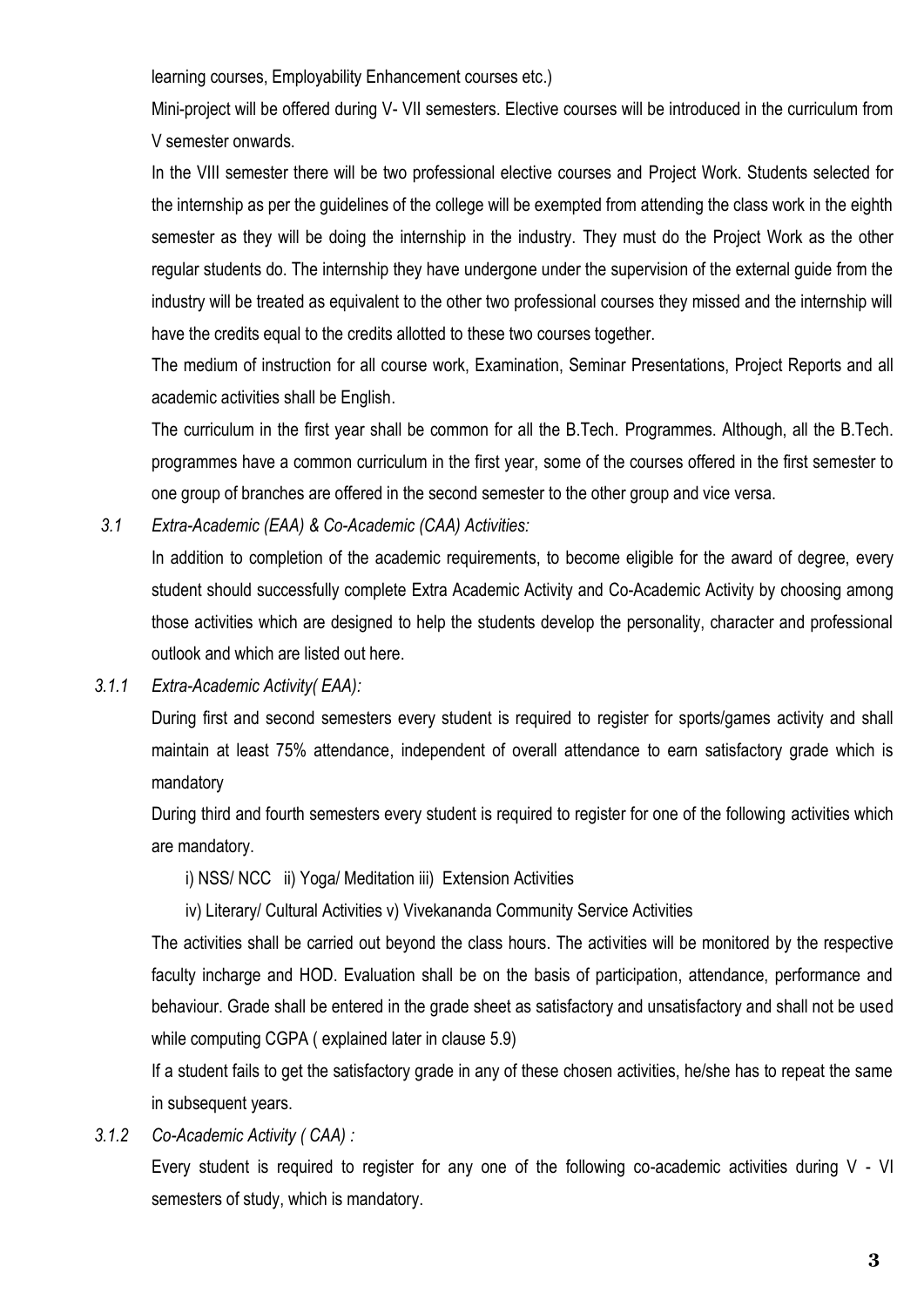learning courses, Employability Enhancement courses etc.)

Mini-project will be offered during V- VII semesters. Elective courses will be introduced in the curriculum from V semester onwards.

In the VIII semester there will be two professional elective courses and Project Work. Students selected for the internship as per the guidelines of the college will be exempted from attending the class work in the eighth semester as they will be doing the internship in the industry. They must do the Project Work as the other regular students do. The internship they have undergone under the supervision of the external guide from the industry will be treated as equivalent to the other two professional courses they missed and the internship will have the credits equal to the credits allotted to these two courses together.

The medium of instruction for all course work, Examination, Seminar Presentations, Project Reports and all academic activities shall be English.

The curriculum in the first year shall be common for all the B.Tech. Programmes. Although, all the B.Tech. programmes have a common curriculum in the first year, some of the courses offered in the first semester to one group of branches are offered in the second semester to the other group and vice versa.

### *3.1 Extra-Academic (EAA) & Co-Academic (CAA) Activities:*

In addition to completion of the academic requirements, to become eligible for the award of degree, every student should successfully complete Extra Academic Activity and Co-Academic Activity by choosing among those activities which are designed to help the students develop the personality, character and professional outlook and which are listed out here.

#### *3.1.1 Extra-Academic Activity( EAA):*

During first and second semesters every student is required to register for sports/games activity and shall maintain at least 75% attendance, independent of overall attendance to earn satisfactory grade which is mandatory

During third and fourth semesters every student is required to register for one of the following activities which are mandatory.

i) NSS/ NCC ii) Yoga/ Meditation iii) Extension Activities

iv) Literary/ Cultural Activities v) Vivekananda Community Service Activities

The activities shall be carried out beyond the class hours. The activities will be monitored by the respective faculty incharge and HOD. Evaluation shall be on the basis of participation, attendance, performance and behaviour. Grade shall be entered in the grade sheet as satisfactory and unsatisfactory and shall not be used while computing CGPA ( explained later in clause 5.9)

If a student fails to get the satisfactory grade in any of these chosen activities, he/she has to repeat the same in subsequent years.

#### *3.1.2 Co-Academic Activity ( CAA) :*

Every student is required to register for any one of the following co-academic activities during V - VI semesters of study, which is mandatory.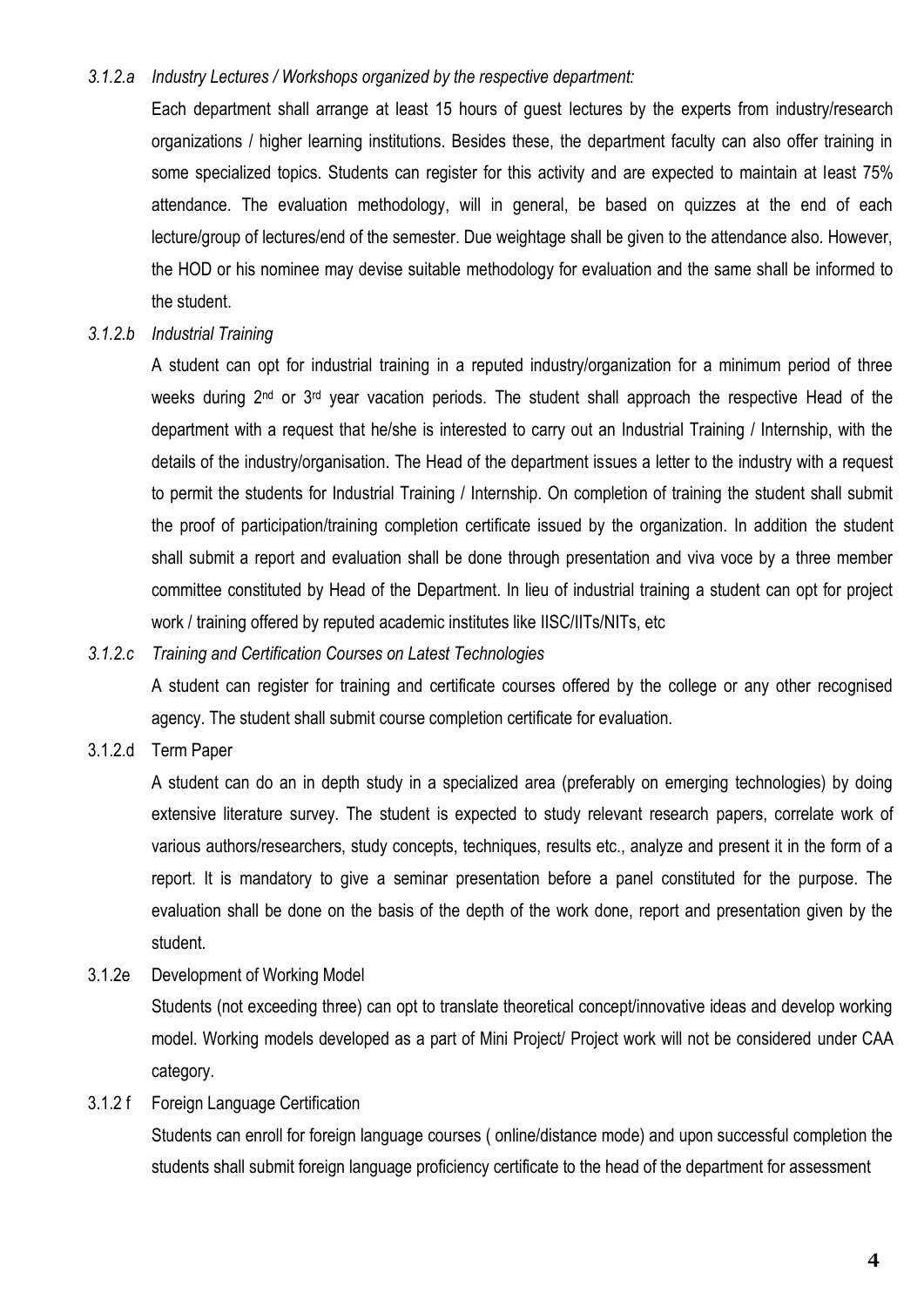*3.1.2.a Industry Lectures / Workshops organized by the respective department:*

Each department shall arrange at least 15 hours of guest lectures by the experts from industry/research organizations / higher learning institutions. Besides these, the department faculty can also offer training in some specialized topics. Students can register for this activity and are expected to maintain at least 75% attendance. The evaluation methodology, will in general, be based on quizzes at the end of each lecture/group of lectures/end of the semester. Due weightage shall be given to the attendance also. However, the HOD or his nominee may devise suitable methodology for evaluation and the same shall be informed to the student.

*3.1.2.b Industrial Training*

A student can opt for industrial training in a reputed industry/organization for a minimum period of three weeks during 2nd or 3rd year vacation periods. The student shall approach the respective Head of the department with a request that he/she is interested to carry out an Industrial Training / Internship, with the details of the industry/organisation. The Head of the department issues a letter to the industry with a request to permit the students for Industrial Training / Internship. On completion of training the student shall submit the proof of participation/training completion certificate issued by the organization. In addition the student shall submit a report and evaluation shall be done through presentation and viva voce by a three member committee constituted by Head of the Department. In lieu of industrial training a student can opt for project work / training offered by reputed academic institutes like IISC/IITs/NITs, etc

*3.1.2.c Training and Certification Courses on Latest Technologies*

A student can register for training and certificate courses offered by the college or any other recognised agency. The student shall submit course completion certificate for evaluation.

3.1.2.d Term Paper

A student can do an in depth study in a specialized area (preferably on emerging technologies) by doing extensive literature survey. The student is expected to study relevant research papers, correlate work of various authors/researchers, study concepts, techniques, results etc., analyze and present it in the form of a report. It is mandatory to give a seminar presentation before a panel constituted for the purpose. The evaluation shall be done on the basis of the depth of the work done, report and presentation given by the student.

3.1.2e Development of Working Model

Students (not exceeding three) can opt to translate theoretical concept/innovative ideas and develop working model. Working models developed as a part of Mini Project/ Project work will not be considered under CAA category.

3.1.2 f Foreign Language Certification

Students can enroll for foreign language courses ( online/distance mode) and upon successful completion the students shall submit foreign language proficiency certificate to the head of the department for assessment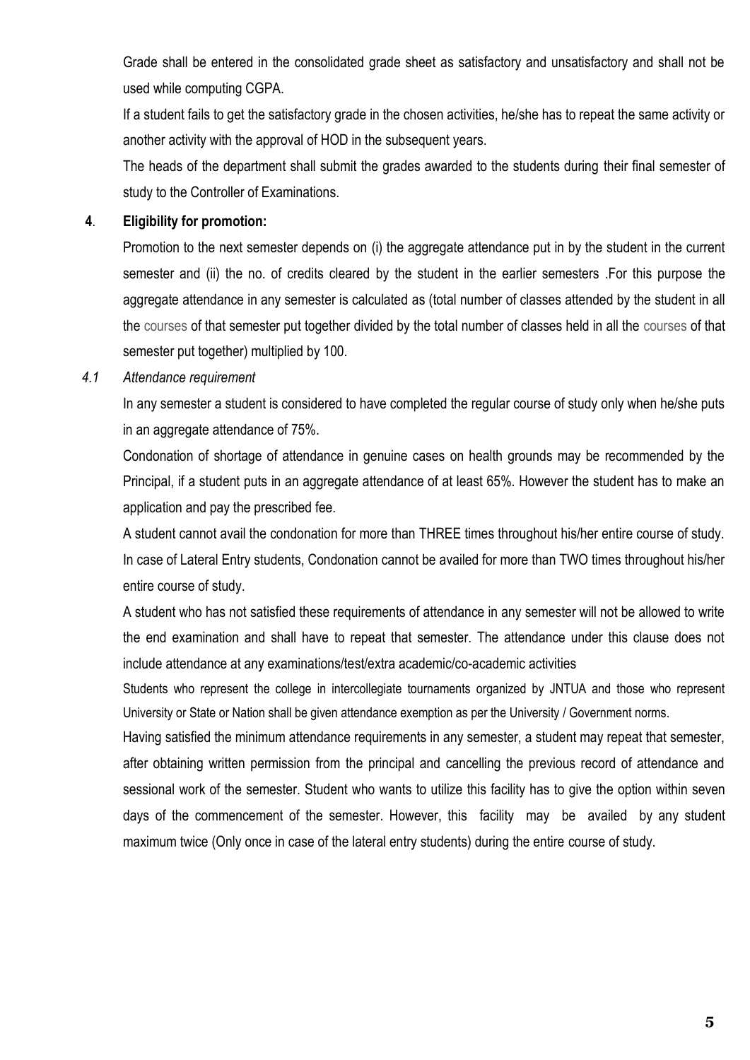Grade shall be entered in the consolidated grade sheet as satisfactory and unsatisfactory and shall not be used while computing CGPA.

If a student fails to get the satisfactory grade in the chosen activities, he/she has to repeat the same activity or another activity with the approval of HOD in the subsequent years.

The heads of the department shall submit the grades awarded to the students during their final semester of study to the Controller of Examinations.

## 4. Eligibility for promotion:

Promotion to the next semester depends on (i) the aggregate attendance put in by the student in the current semester and (ii) the no. of credits cleared by the student in the earlier semesters .For this purpose the aggregate attendance in any semester is calculated as (total number of classes attended by the student in all the courses of that semester put together divided by the total number of classes held in all the courses of that semester put together) multiplied by 100.

### *4.1 Attendance requirement*

In any semester a student is considered to have completed the regular course of study only when he/she puts in an aggregate attendance of 75%.

Condonation of shortage of attendance in genuine cases on health grounds may be recommended by the Principal, if a student puts in an aggregate attendance of at least 65%. However the student has to make an application and pay the prescribed fee.

A student cannot avail the condonation for more than THREE times throughout his/her entire course of study. In case of Lateral Entry students, Condonation cannot be availed for more than TWO times throughout his/her entire course of study.

A student who has not satisfied these requirements of attendance in any semester will not be allowed to write the end examination and shall have to repeat that semester. The attendance under this clause does not include attendance at any examinations/test/extra academic/co-academic activities

Students who represent the college in intercollegiate tournaments organized by JNTUA and those who represent University or State or Nation shall be given attendance exemption as per the University / Government norms.

Having satisfied the minimum attendance requirements in any semester, a student may repeat that semester, after obtaining written permission from the principal and cancelling the previous record of attendance and sessional work of the semester. Student who wants to utilize this facility has to give the option within seven days of the commencement of the semester. However, this facility may be availed by any student maximum twice (Only once in case of the lateral entry students) during the entire course of study.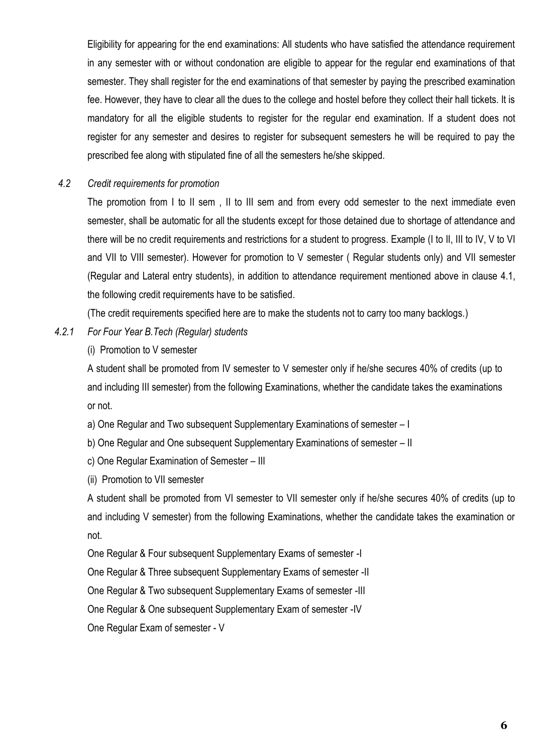Eligibility for appearing for the end examinations: All students who have satisfied the attendance requirement in any semester with or without condonation are eligible to appear for the regular end examinations of that semester. They shall register for the end examinations of that semester by paying the prescribed examination fee. However, they have to clear all the dues to the college and hostel before they collect their hall tickets. It is mandatory for all the eligible students to register for the regular end examination. If a student does not register for any semester and desires to register for subsequent semesters he will be required to pay the prescribed fee along with stipulated fine of all the semesters he/she skipped.

*4.2 Credit requirements for promotion*

The promotion from I to II sem , II to III sem and from every odd semester to the next immediate even semester, shall be automatic for all the students except for those detained due to shortage of attendance and there will be no credit requirements and restrictions for a student to progress. Example (I to II, III to IV, V to VI and VII to VIII semester). However for promotion to V semester ( Regular students only) and VII semester (Regular and Lateral entry students), in addition to attendance requirement mentioned above in clause 4.1, the following credit requirements have to be satisfied.

(The credit requirements specified here are to make the students not to carry too many backlogs.)

*4.2.1 For Four Year B.Tech (Regular) students*

(i) Promotion to V semester

A student shall be promoted from IV semester to V semester only if he/she secures 40% of credits (up to and including III semester) from the following Examinations, whether the candidate takes the examinations or not.

a) One Regular and Two subsequent Supplementary Examinations of semester – I

b) One Regular and One subsequent Supplementary Examinations of semester – II

c) One Regular Examination of Semester – III

(ii) Promotion to VII semester

A student shall be promoted from VI semester to VII semester only if he/she secures 40% of credits (up to and including V semester) from the following Examinations, whether the candidate takes the examination or not.

One Regular & Four subsequent Supplementary Exams of semester -I

One Regular & Three subsequent Supplementary Exams of semester -II

One Regular & Two subsequent Supplementary Exams of semester -III

One Regular & One subsequent Supplementary Exam of semester -IV

One Regular Exam of semester - V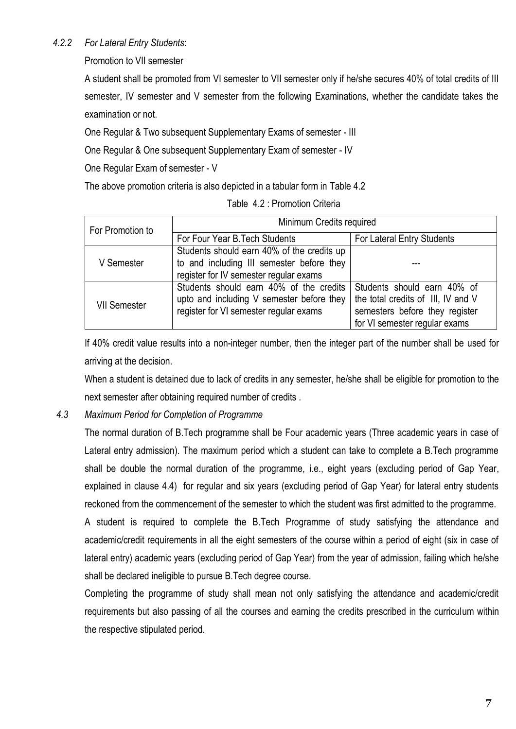*4.2.2 For Lateral Entry Students*:

Promotion to VII semester

A student shall be promoted from VI semester to VII semester only if he/she secures 40% of total credits of III semester, IV semester and V semester from the following Examinations, whether the candidate takes the examination or not.

One Regular & Two subsequent Supplementary Exams of semester - III

One Regular & One subsequent Supplementary Exam of semester - IV

One Regular Exam of semester - V

The above promotion criteria is also depicted in a tabular form in Table 4.2

Table 4.2 : Promotion Criteria

| For Promotion to | Minimum Credits required | |
|---|---|---|
| | For Four Year B.Tech Students | For Lateral Entry Students |
| V Semester | Students should earn 40% of the credits up to and including III semester before they register for IV semester regular exams | --- |
| VII Semester | Students should earn 40% of the credits upto and including V semester before they register for VI semester regular exams | Students should earn 40% of the total credits of III, IV and V semesters before they register for VI semester regular exams |

If 40% credit value results into a non-integer number, then the integer part of the number shall be used for arriving at the decision.

When a student is detained due to lack of credits in any semester, he/she shall be eligible for promotion to the next semester after obtaining required number of credits .

*4.3 Maximum Period for Completion of Programme*

The normal duration of B.Tech programme shall be Four academic years (Three academic years in case of Lateral entry admission). The maximum period which a student can take to complete a B.Tech programme shall be double the normal duration of the programme, i.e., eight years (excluding period of Gap Year, explained in clause 4.4) for regular and six years (excluding period of Gap Year) for lateral entry students reckoned from the commencement of the semester to which the student was first admitted to the programme.

A student is required to complete the B.Tech Programme of study satisfying the attendance and academic/credit requirements in all the eight semesters of the course within a period of eight (six in case of lateral entry) academic years (excluding period of Gap Year) from the year of admission, failing which he/she shall be declared ineligible to pursue B.Tech degree course.

Completing the programme of study shall mean not only satisfying the attendance and academic/credit requirements but also passing of all the courses and earning the credits prescribed in the curriculum within the respective stipulated period.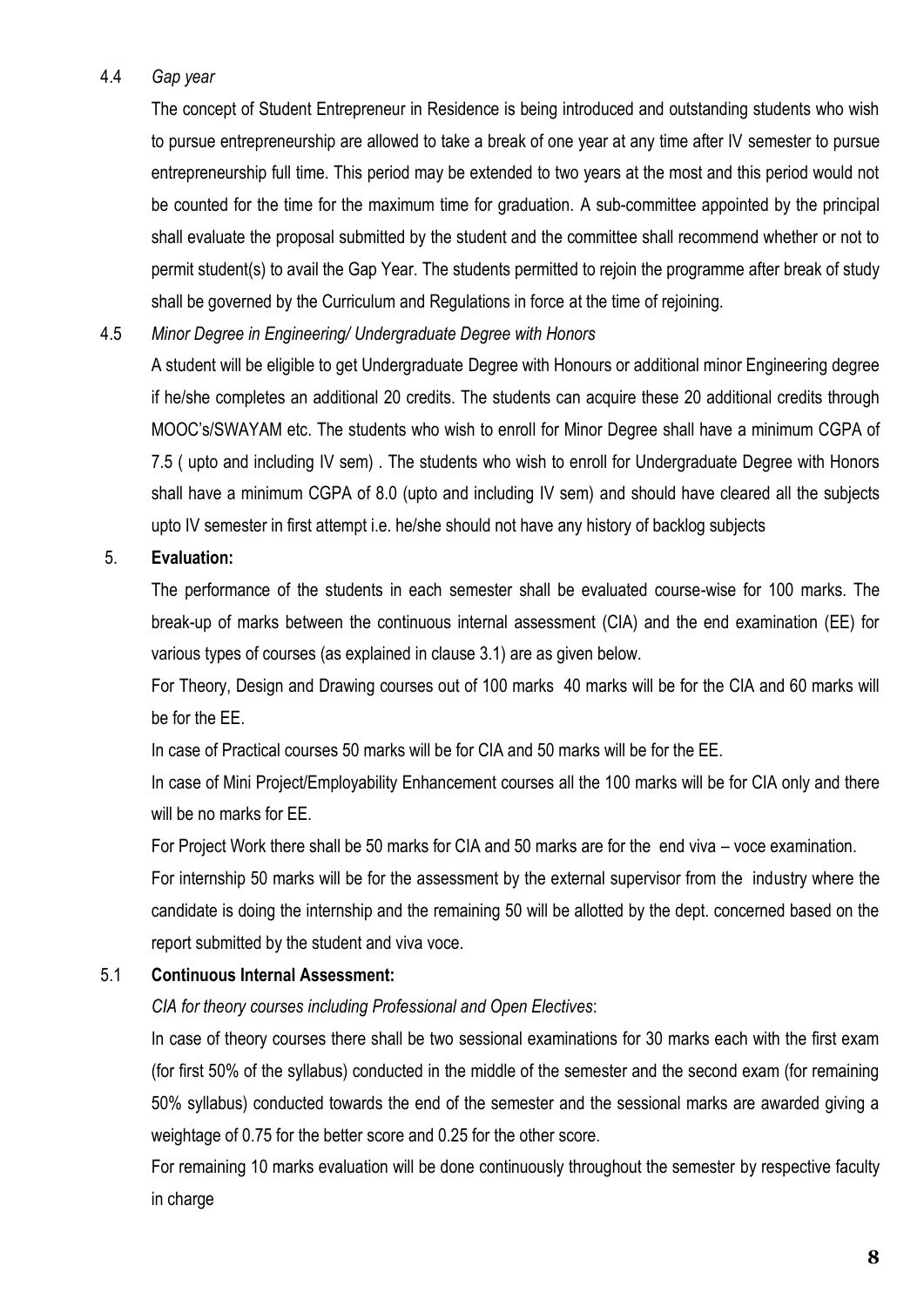4.4 *Gap year*

The concept of Student Entrepreneur in Residence is being introduced and outstanding students who wish to pursue entrepreneurship are allowed to take a break of one year at any time after IV semester to pursue entrepreneurship full time. This period may be extended to two years at the most and this period would not be counted for the time for the maximum time for graduation. A sub-committee appointed by the principal shall evaluate the proposal submitted by the student and the committee shall recommend whether or not to permit student(s) to avail the Gap Year. The students permitted to rejoin the programme after break of study shall be governed by the Curriculum and Regulations in force at the time of rejoining.

4.5 *Minor Degree in Engineering/ Undergraduate Degree with Honors*

A student will be eligible to get Undergraduate Degree with Honours or additional minor Engineering degree if he/she completes an additional 20 credits. The students can acquire these 20 additional credits through MOOC's/SWAYAM etc. The students who wish to enroll for Minor Degree shall have a minimum CGPA of 7.5 ( upto and including IV sem) . The students who wish to enroll for Undergraduate Degree with Honors shall have a minimum CGPA of 8.0 (upto and including IV sem) and should have cleared all the subjects upto IV semester in first attempt i.e. he/she should not have any history of backlog subjects

## 5. Evaluation:

The performance of the students in each semester shall be evaluated course-wise for 100 marks. The break-up of marks between the continuous internal assessment (CIA) and the end examination (EE) for various types of courses (as explained in clause 3.1) are as given below.

For Theory, Design and Drawing courses out of 100 marks 40 marks will be for the CIA and 60 marks will be for the EE.

In case of Practical courses 50 marks will be for CIA and 50 marks will be for the EE.

In case of Mini Project/Employability Enhancement courses all the 100 marks will be for CIA only and there will be no marks for EE.

For Project Work there shall be 50 marks for CIA and 50 marks are for the end viva – voce examination.

For internship 50 marks will be for the assessment by the external supervisor from the industry where the candidate is doing the internship and the remaining 50 will be allotted by the dept. concerned based on the report submitted by the student and viva voce.

### 5.1 Continuous Internal Assessment:

*CIA for theory courses including Professional and Open Electives*:

In case of theory courses there shall be two sessional examinations for 30 marks each with the first exam (for first 50% of the syllabus) conducted in the middle of the semester and the second exam (for remaining 50% syllabus) conducted towards the end of the semester and the sessional marks are awarded giving a weightage of 0.75 for the better score and 0.25 for the other score.

For remaining 10 marks evaluation will be done continuously throughout the semester by respective faculty in charge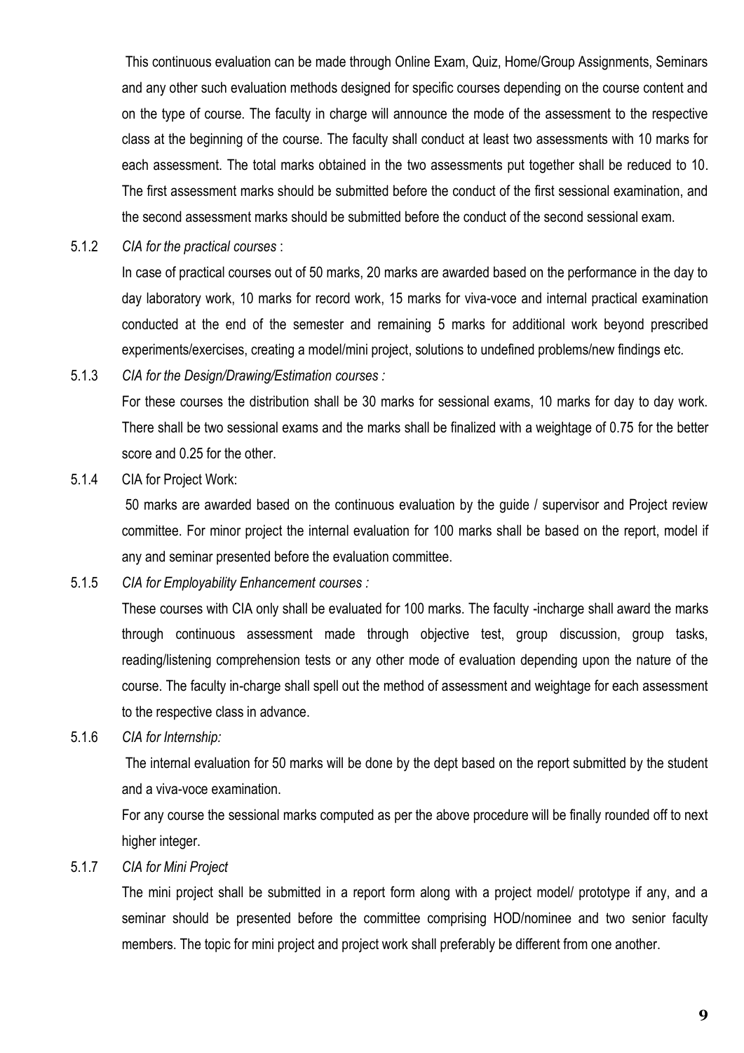This continuous evaluation can be made through Online Exam, Quiz, Home/Group Assignments, Seminars and any other such evaluation methods designed for specific courses depending on the course content and on the type of course. The faculty in charge will announce the mode of the assessment to the respective class at the beginning of the course. The faculty shall conduct at least two assessments with 10 marks for each assessment. The total marks obtained in the two assessments put together shall be reduced to 10. The first assessment marks should be submitted before the conduct of the first sessional examination, and the second assessment marks should be submitted before the conduct of the second sessional exam.

5.1.2 *CIA for the practical courses* :

In case of practical courses out of 50 marks, 20 marks are awarded based on the performance in the day to day laboratory work, 10 marks for record work, 15 marks for viva-voce and internal practical examination conducted at the end of the semester and remaining 5 marks for additional work beyond prescribed experiments/exercises, creating a model/mini project, solutions to undefined problems/new findings etc.

5.1.3 *CIA for the Design/Drawing/Estimation courses :*

For these courses the distribution shall be 30 marks for sessional exams, 10 marks for day to day work. There shall be two sessional exams and the marks shall be finalized with a weightage of 0.75 for the better score and 0.25 for the other.

5.1.4 CIA for Project Work:

50 marks are awarded based on the continuous evaluation by the guide / supervisor and Project review committee. For minor project the internal evaluation for 100 marks shall be based on the report, model if any and seminar presented before the evaluation committee.

5.1.5 *CIA for Employability Enhancement courses :*

These courses with CIA only shall be evaluated for 100 marks. The faculty -incharge shall award the marks through continuous assessment made through objective test, group discussion, group tasks, reading/listening comprehension tests or any other mode of evaluation depending upon the nature of the course. The faculty in-charge shall spell out the method of assessment and weightage for each assessment to the respective class in advance.

5.1.6 *CIA for Internship:*

The internal evaluation for 50 marks will be done by the dept based on the report submitted by the student and a viva-voce examination.

For any course the sessional marks computed as per the above procedure will be finally rounded off to next higher integer.

5.1.7 *CIA for Mini Project*

The mini project shall be submitted in a report form along with a project model/ prototype if any, and a seminar should be presented before the committee comprising HOD/nominee and two senior faculty members. The topic for mini project and project work shall preferably be different from one another.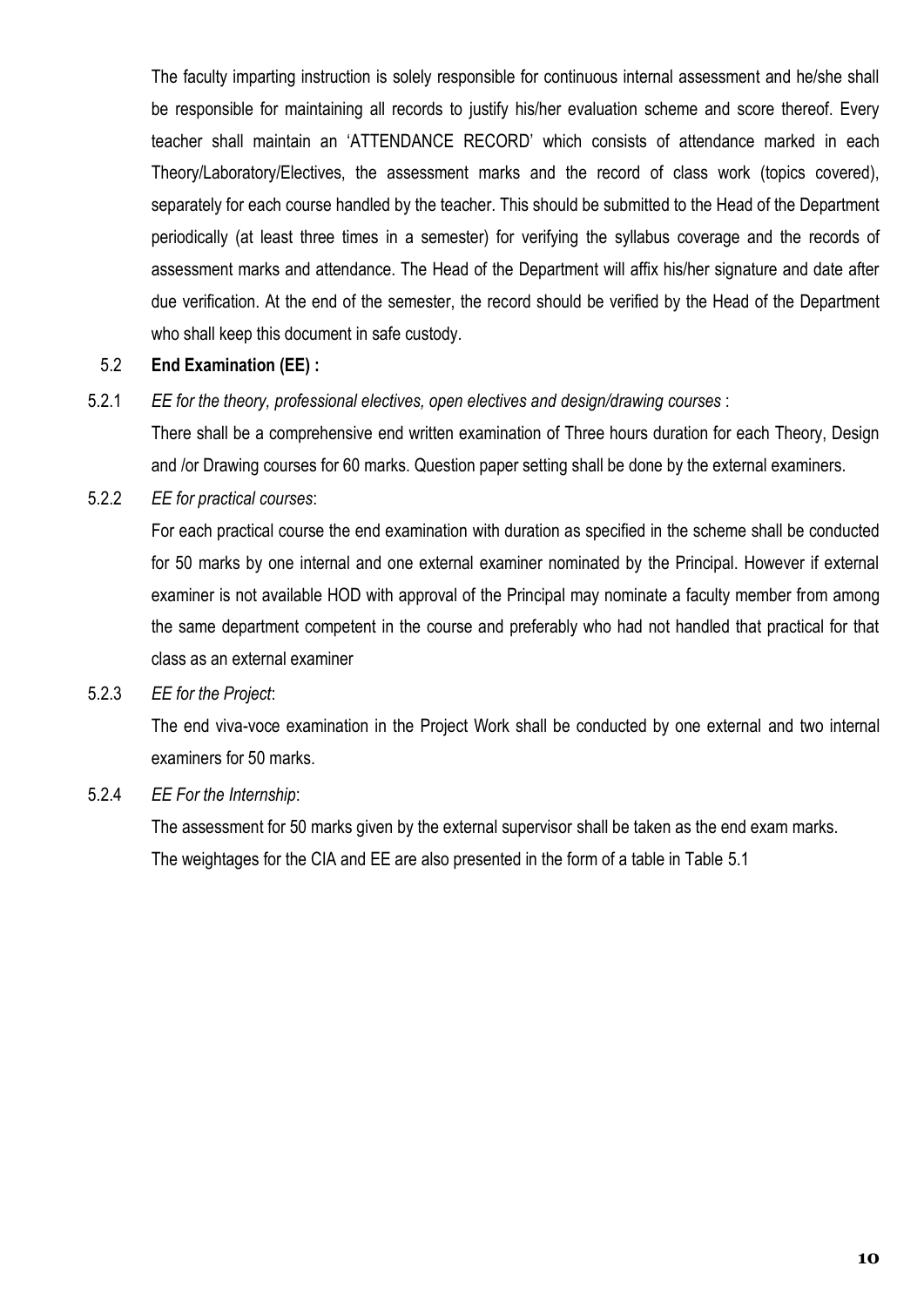The faculty imparting instruction is solely responsible for continuous internal assessment and he/she shall be responsible for maintaining all records to justify his/her evaluation scheme and score thereof. Every teacher shall maintain an 'ATTENDANCE RECORD' which consists of attendance marked in each Theory/Laboratory/Electives, the assessment marks and the record of class work (topics covered), separately for each course handled by the teacher. This should be submitted to the Head of the Department periodically (at least three times in a semester) for verifying the syllabus coverage and the records of assessment marks and attendance. The Head of the Department will affix his/her signature and date after due verification. At the end of the semester, the record should be verified by the Head of the Department who shall keep this document in safe custody.

### 5.2 End Examination (EE) :

5.2.1 *EE for the theory, professional electives, open electives and design/drawing courses* :

There shall be a comprehensive end written examination of Three hours duration for each Theory, Design and /or Drawing courses for 60 marks. Question paper setting shall be done by the external examiners.

5.2.2 *EE for practical courses*:

For each practical course the end examination with duration as specified in the scheme shall be conducted for 50 marks by one internal and one external examiner nominated by the Principal. However if external examiner is not available HOD with approval of the Principal may nominate a faculty member from among the same department competent in the course and preferably who had not handled that practical for that class as an external examiner

5.2.3 *EE for the Project*:

The end viva-voce examination in the Project Work shall be conducted by one external and two internal examiners for 50 marks.

5.2.4 *EE For the Internship*:

The assessment for 50 marks given by the external supervisor shall be taken as the end exam marks.

The weightages for the CIA and EE are also presented in the form of a table in Table 5.1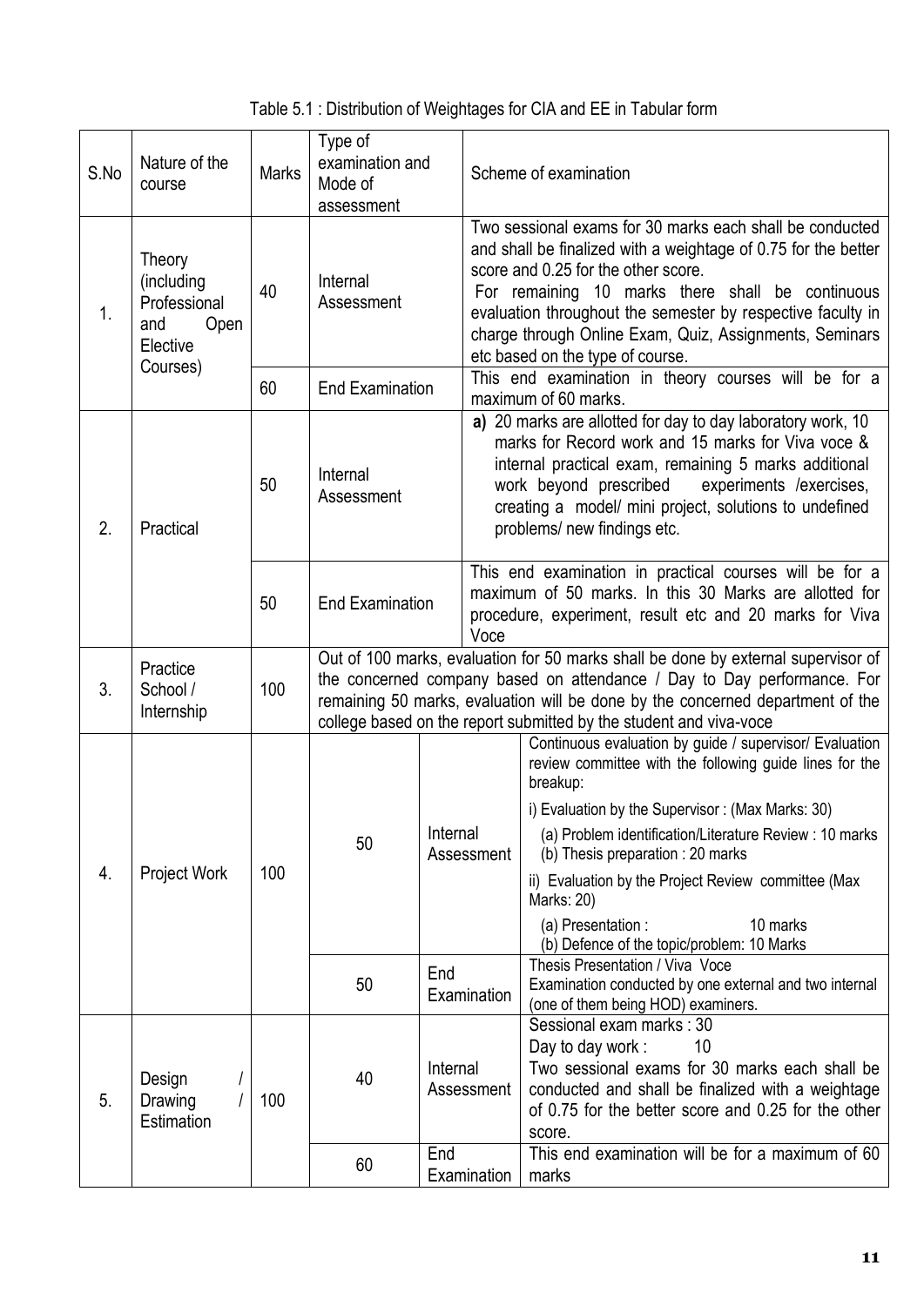Table 5.1 : Distribution of Weightages for CIA and EE in Tabular form

| S.No | Nature of the course | Marks | Type of examination and Mode of assessment | | Scheme of examination |
|---|---|---|---|---|---|
| 1. | Theory (including Professional and Open Elective Courses) | 40 | Internal Assessment | | Two sessional exams for 30 marks each shall be conducted and shall be finalized with a weightage of 0.75 for the better score and 0.25 for the other score. For remaining 10 marks there shall be continuous evaluation throughout the semester by respective faculty in charge through Online Exam, Quiz, Assignments, Seminars etc based on the type of course. |
| | | 60 | End Examination | | This end examination in theory courses will be for a maximum of 60 marks. |
| 2. | Practical | 50 | Internal Assessment | | a) 20 marks are allotted for day to day laboratory work, 10 marks for Record work and 15 marks for Viva voce & internal practical exam, remaining 5 marks additional work beyond prescribed experiments /exercises, creating a model/ mini project, solutions to undefined problems/ new findings etc. |
| | | 50 | End Examination | | This end examination in practical courses will be for a maximum of 50 marks. In this 30 Marks are allotted for procedure, experiment, result etc and 20 marks for Viva Voce |
| 3. | Practice School / Internship | 100 | Out of 100 marks, evaluation for 50 marks shall be done by external supervisor of the concerned company based on attendance / Day to Day performance. For remaining 50 marks, evaluation will be done by the concerned department of the college based on the report submitted by the student and viva-voce | | |
| 4. | Project Work | 100 | 50 | Internal Assessment | Continuous evaluation by guide / supervisor/ Evaluation review committee with the following guide lines for the breakup:<br>i) Evaluation by the Supervisor : (Max Marks: 30)<br>(a) Problem identification/Literature Review : 10 marks<br>(b) Thesis preparation : 20 marks<br>ii) Evaluation by the Project Review committee (Max Marks: 20)<br>(a) Presentation : 10 marks<br>(b) Defence of the topic/problem: 10 Marks |
| | | | 50 | End Examination | Thesis Presentation / Viva Voce Examination conducted by one external and two internal (one of them being HOD) examiners. |
| 5. | Design / Drawing / Estimation | 100 | 40 | Internal Assessment | Sessional exam marks : 30<br>Day to day work : 10<br>Two sessional exams for 30 marks each shall be conducted and shall be finalized with a weightage of 0.75 for the better score and 0.25 for the other score. |
| | | | 60 | End Examination | This end examination will be for a maximum of 60 marks |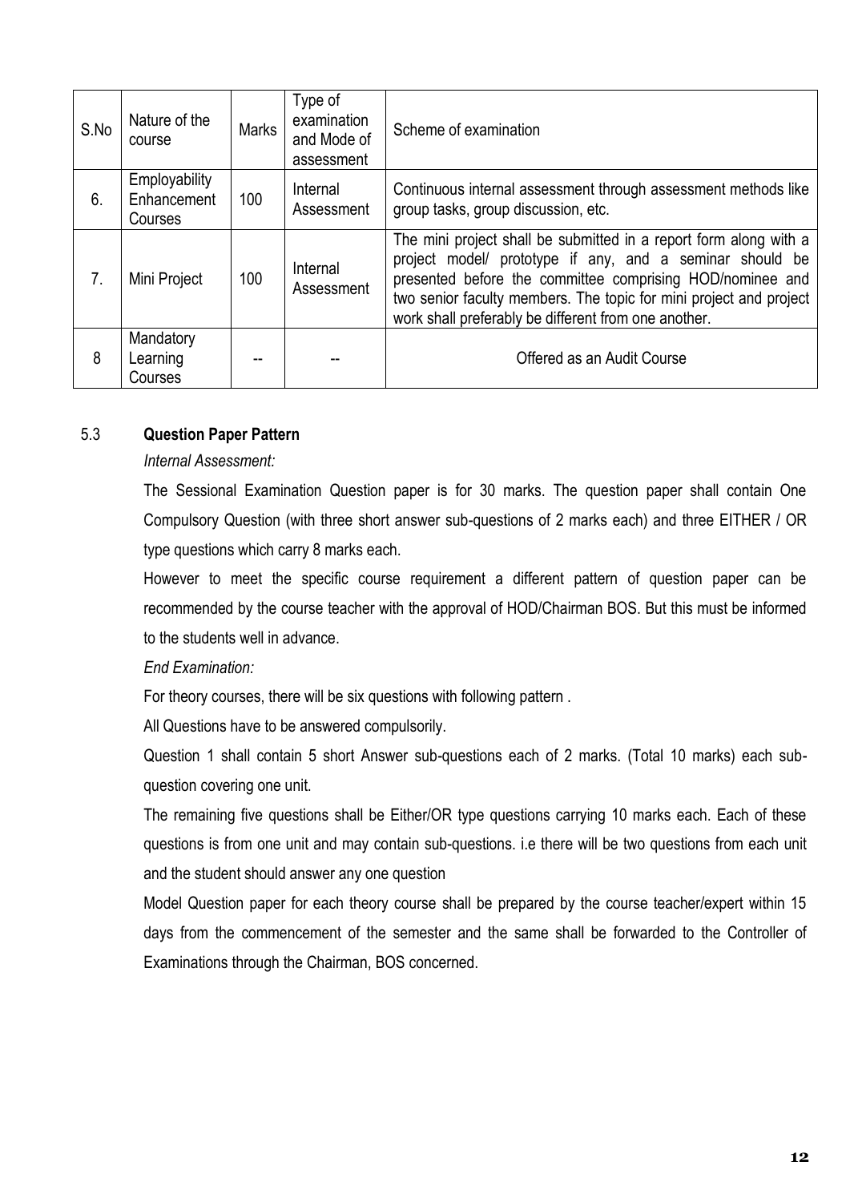| S.No | Nature of the course | Marks | Type of examination and Mode of assessment | Scheme of examination |
|---|---|---|---|---|
| 6. | Employability Enhancement Courses | 100 | Internal Assessment | Continuous internal assessment through assessment methods like group tasks, group discussion, etc. |
| 7. | Mini Project | 100 | Internal Assessment | The mini project shall be submitted in a report form along with a project model/ prototype if any, and a seminar should be presented before the committee comprising HOD/nominee and two senior faculty members. The topic for mini project and project work shall preferably be different from one another. |
| 8 | Mandatory Learning Courses | -- | -- | Offered as an Audit Course |

### 5.3 **Question Paper Pattern**

*Internal Assessment:*

The Sessional Examination Question paper is for 30 marks. The question paper shall contain One Compulsory Question (with three short answer sub-questions of 2 marks each) and three EITHER / OR type questions which carry 8 marks each.

However to meet the specific course requirement a different pattern of question paper can be recommended by the course teacher with the approval of HOD/Chairman BOS. But this must be informed to the students well in advance.

*End Examination:*

For theory courses, there will be six questions with following pattern .

All Questions have to be answered compulsorily.

Question 1 shall contain 5 short Answer sub-questions each of 2 marks. (Total 10 marks) each sub-question covering one unit.

The remaining five questions shall be Either/OR type questions carrying 10 marks each. Each of these questions is from one unit and may contain sub-questions. i.e there will be two questions from each unit and the student should answer any one question

Model Question paper for each theory course shall be prepared by the course teacher/expert within 15 days from the commencement of the semester and the same shall be forwarded to the Controller of Examinations through the Chairman, BOS concerned.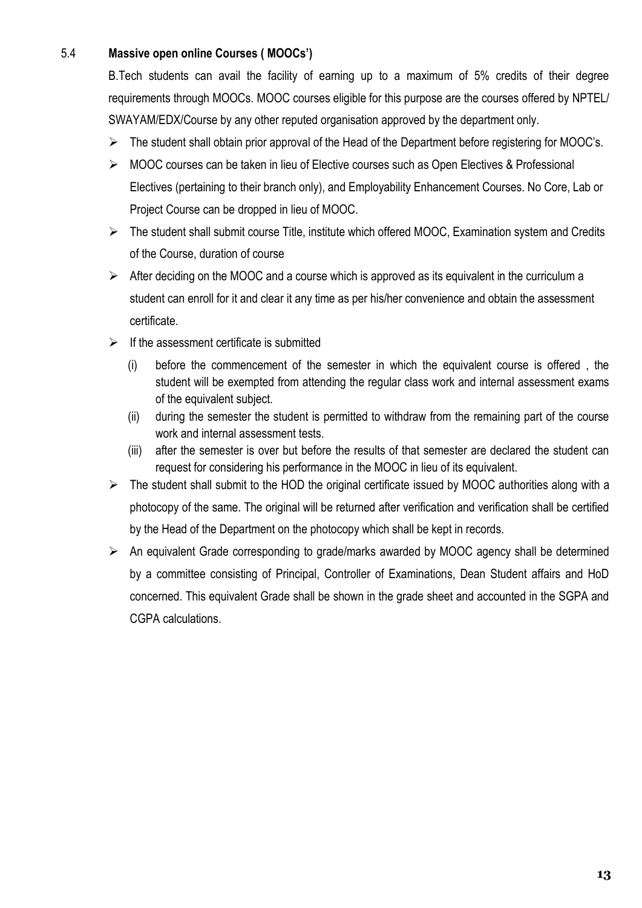### 5.4 **Massive open online Courses ( MOOCs')**

B.Tech students can avail the facility of earning up to a maximum of 5% credits of their degree requirements through MOOCs. MOOC courses eligible for this purpose are the courses offered by NPTEL/ SWAYAM/EDX/Course by any other reputed organisation approved by the department only.

- The student shall obtain prior approval of the Head of the Department before registering for MOOC's.
- MOOC courses can be taken in lieu of Elective courses such as Open Electives & Professional Electives (pertaining to their branch only), and Employability Enhancement Courses. No Core, Lab or Project Course can be dropped in lieu of MOOC.
- The student shall submit course Title, institute which offered MOOC, Examination system and Credits of the Course, duration of course
- After deciding on the MOOC and a course which is approved as its equivalent in the curriculum a student can enroll for it and clear it any time as per his/her convenience and obtain the assessment certificate.
- If the assessment certificate is submitted
  - (i) before the commencement of the semester in which the equivalent course is offered , the student will be exempted from attending the regular class work and internal assessment exams of the equivalent subject.
  - (ii) during the semester the student is permitted to withdraw from the remaining part of the course work and internal assessment tests.
  - (iii) after the semester is over but before the results of that semester are declared the student can request for considering his performance in the MOOC in lieu of its equivalent.
- The student shall submit to the HOD the original certificate issued by MOOC authorities along with a photocopy of the same. The original will be returned after verification and verification shall be certified by the Head of the Department on the photocopy which shall be kept in records.
- An equivalent Grade corresponding to grade/marks awarded by MOOC agency shall be determined by a committee consisting of Principal, Controller of Examinations, Dean Student affairs and HoD concerned. This equivalent Grade shall be shown in the grade sheet and accounted in the SGPA and CGPA calculations.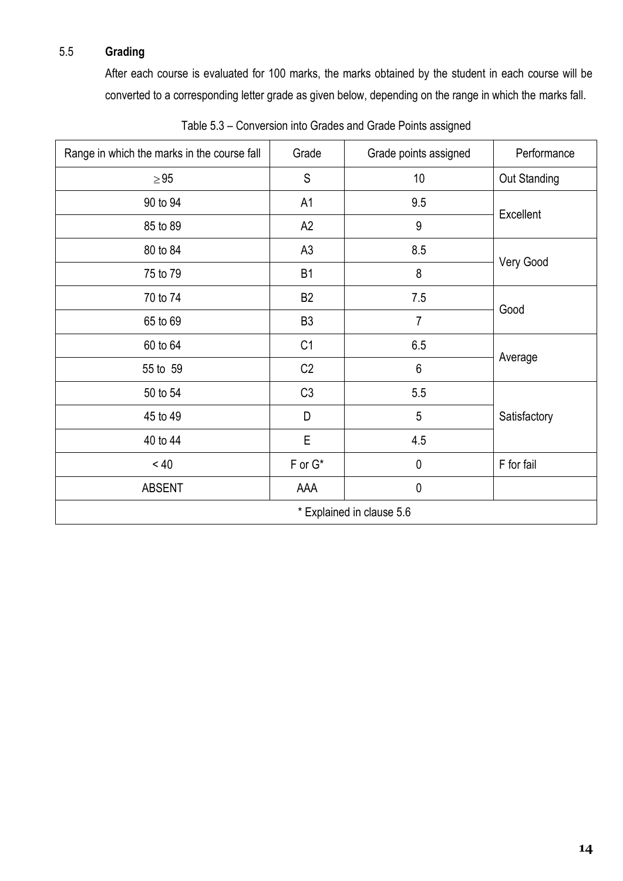### 5.5 **Grading**

After each course is evaluated for 100 marks, the marks obtained by the student in each course will be converted to a corresponding letter grade as given below, depending on the range in which the marks fall.

Table 5.3 – Conversion into Grades and Grade Points assigned

| Range in which the marks in the course fall | Grade | Grade points assigned | Performance |
|---|---|---|---|
| $\geq 95$ | S | 10 | Out Standing |
| 90 to 94 | A1 | 9.5 | Excellent |
| 85 to 89 | A2 | 9 | |
| 80 to 84 | A3 | 8.5 | Very Good |
| 75 to 79 | B1 | 8 | |
| 70 to 74 | B2 | 7.5 | Good |
| 65 to 69 | B3 | 7 | |
| 60 to 64 | C1 | 6.5 | Average |
| 55 to 59 | C2 | 6 | |
| 50 to 54 | C3 | 5.5 | Satisfactory |
| 45 to 49 | D | 5 | |
| 40 to 44 | E | 4.5 | |
| < 40 | F or G* | 0 | F for fail |
| ABSENT | AAA | 0 | |
| * Explained in clause 5.6 | | | |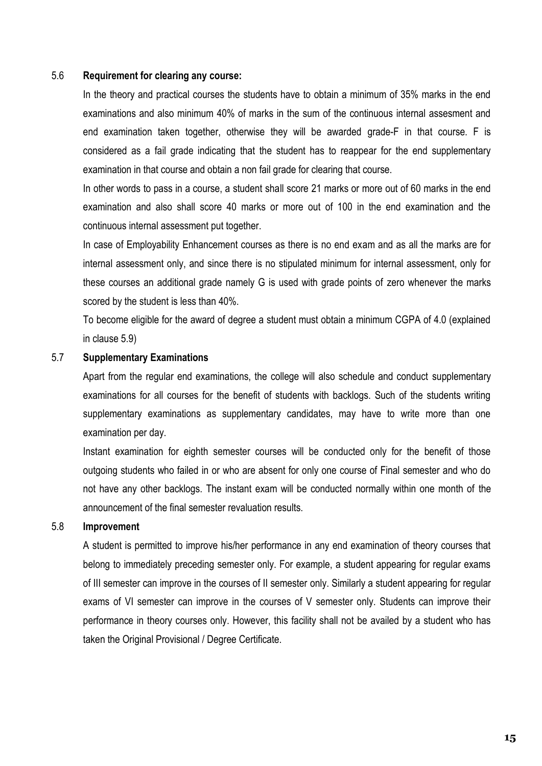### 5.6 **Requirement for clearing any course:**

In the theory and practical courses the students have to obtain a minimum of 35% marks in the end examinations and also minimum 40% of marks in the sum of the continuous internal assesment and end examination taken together, otherwise they will be awarded grade-F in that course. F is considered as a fail grade indicating that the student has to reappear for the end supplementary examination in that course and obtain a non fail grade for clearing that course.

In other words to pass in a course, a student shall score 21 marks or more out of 60 marks in the end examination and also shall score 40 marks or more out of 100 in the end examination and the continuous internal assessment put together.

In case of Employability Enhancement courses as there is no end exam and as all the marks are for internal assessment only, and since there is no stipulated minimum for internal assessment, only for these courses an additional grade namely G is used with grade points of zero whenever the marks scored by the student is less than 40%.

To become eligible for the award of degree a student must obtain a minimum CGPA of 4.0 (explained in clause 5.9)

### 5.7 **Supplementary Examinations**

Apart from the regular end examinations, the college will also schedule and conduct supplementary examinations for all courses for the benefit of students with backlogs. Such of the students writing supplementary examinations as supplementary candidates, may have to write more than one examination per day.

Instant examination for eighth semester courses will be conducted only for the benefit of those outgoing students who failed in or who are absent for only one course of Final semester and who do not have any other backlogs. The instant exam will be conducted normally within one month of the announcement of the final semester revaluation results.

### 5.8 **Improvement**

A student is permitted to improve his/her performance in any end examination of theory courses that belong to immediately preceding semester only. For example, a student appearing for regular exams of III semester can improve in the courses of II semester only. Similarly a student appearing for regular exams of VI semester can improve in the courses of V semester only. Students can improve their performance in theory courses only. However, this facility shall not be availed by a student who has taken the Original Provisional / Degree Certificate.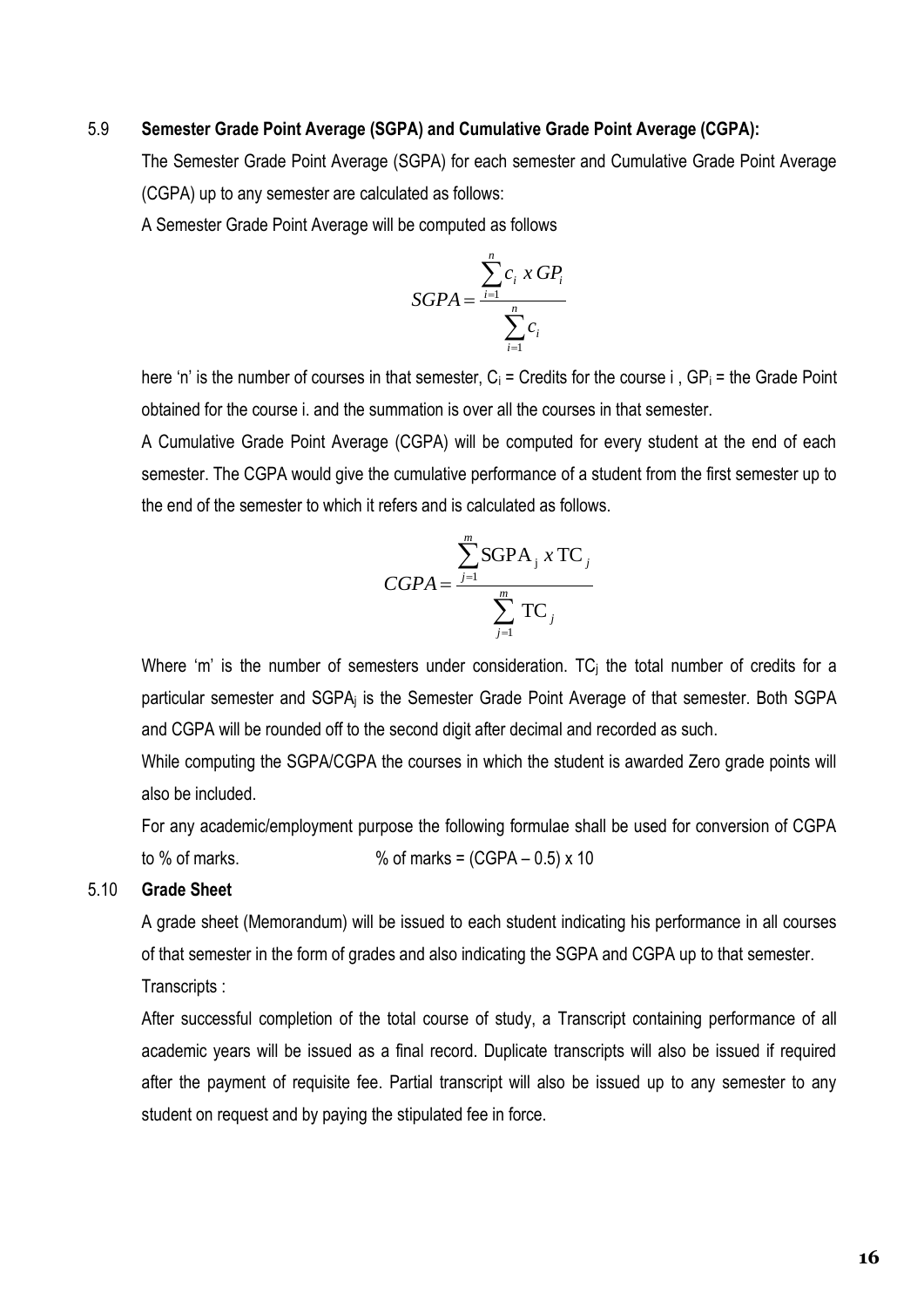### 5.9 **Semester Grade Point Average (SGPA) and Cumulative Grade Point Average (CGPA):**

The Semester Grade Point Average (SGPA) for each semester and Cumulative Grade Point Average (CGPA) up to any semester are calculated as follows:

A Semester Grade Point Average will be computed as follows

$$SGPA = \frac{\sum_{i=1}^{n} c_i \; x \; GP_i}{\sum_{i=1}^{n} c_i}$$

here 'n' is the number of courses in that semester, $C_i$ = Credits for the course i , $GP_i$ = the Grade Point obtained for the course i. and the summation is over all the courses in that semester.

A Cumulative Grade Point Average (CGPA) will be computed for every student at the end of each semester. The CGPA would give the cumulative performance of a student from the first semester up to the end of the semester to which it refers and is calculated as follows.

$$CGPA = \frac{\sum_{j=1}^{m} \mathrm{SGPA}_j \; x \; \mathrm{TC}_j}{\sum_{j=1}^{m} \mathrm{TC}_j}$$

Where 'm' is the number of semesters under consideration. $TC_j$ the total number of credits for a particular semester and $SGPA_j$ is the Semester Grade Point Average of that semester. Both SGPA and CGPA will be rounded off to the second digit after decimal and recorded as such.

While computing the SGPA/CGPA the courses in which the student is awarded Zero grade points will also be included.

For any academic/employment purpose the following formulae shall be used for conversion of CGPA to % of marks. % of marks = (CGPA – 0.5) x 10

### 5.10 **Grade Sheet**

A grade sheet (Memorandum) will be issued to each student indicating his performance in all courses of that semester in the form of grades and also indicating the SGPA and CGPA up to that semester.

Transcripts :

After successful completion of the total course of study, a Transcript containing performance of all academic years will be issued as a final record. Duplicate transcripts will also be issued if required after the payment of requisite fee. Partial transcript will also be issued up to any semester to any student on request and by paying the stipulated fee in force.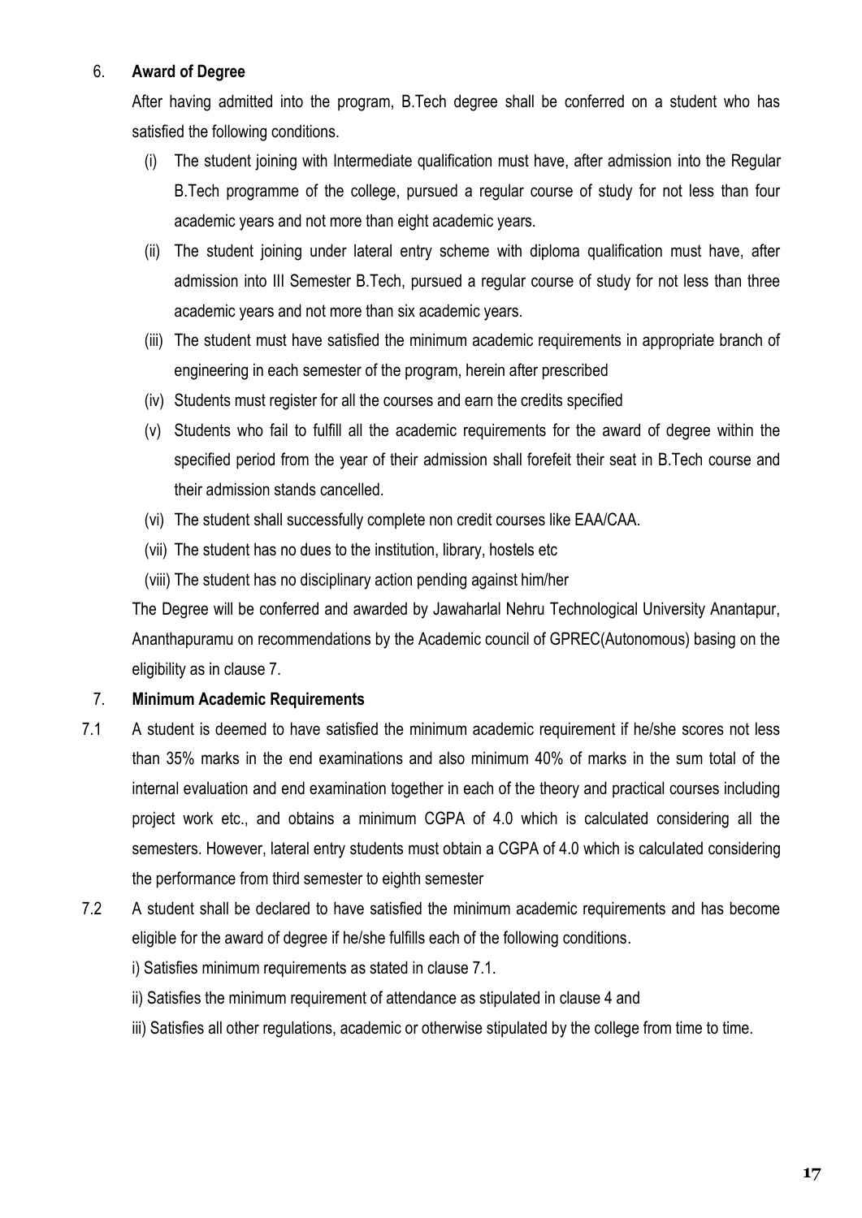## 6. Award of Degree

After having admitted into the program, B.Tech degree shall be conferred on a student who has satisfied the following conditions.

- (i) The student joining with Intermediate qualification must have, after admission into the Regular B.Tech programme of the college, pursued a regular course of study for not less than four academic years and not more than eight academic years.
- (ii) The student joining under lateral entry scheme with diploma qualification must have, after admission into III Semester B.Tech, pursued a regular course of study for not less than three academic years and not more than six academic years.
- (iii) The student must have satisfied the minimum academic requirements in appropriate branch of engineering in each semester of the program, herein after prescribed
- (iv) Students must register for all the courses and earn the credits specified
- (v) Students who fail to fulfill all the academic requirements for the award of degree within the specified period from the year of their admission shall forefeit their seat in B.Tech course and their admission stands cancelled.
- (vi) The student shall successfully complete non credit courses like EAA/CAA.
- (vii) The student has no dues to the institution, library, hostels etc
- (viii) The student has no disciplinary action pending against him/her

The Degree will be conferred and awarded by Jawaharlal Nehru Technological University Anantapur, Ananthapuramu on recommendations by the Academic council of GPREC(Autonomous) basing on the eligibility as in clause 7.

## 7. Minimum Academic Requirements

7.1 A student is deemed to have satisfied the minimum academic requirement if he/she scores not less than 35% marks in the end examinations and also minimum 40% of marks in the sum total of the internal evaluation and end examination together in each of the theory and practical courses including project work etc., and obtains a minimum CGPA of 4.0 which is calculated considering all the semesters. However, lateral entry students must obtain a CGPA of 4.0 which is calculated considering the performance from third semester to eighth semester

7.2 A student shall be declared to have satisfied the minimum academic requirements and has become eligible for the award of degree if he/she fulfills each of the following conditions.

i) Satisfies minimum requirements as stated in clause 7.1.

ii) Satisfies the minimum requirement of attendance as stipulated in clause 4 and

iii) Satisfies all other regulations, academic or otherwise stipulated by the college from time to time.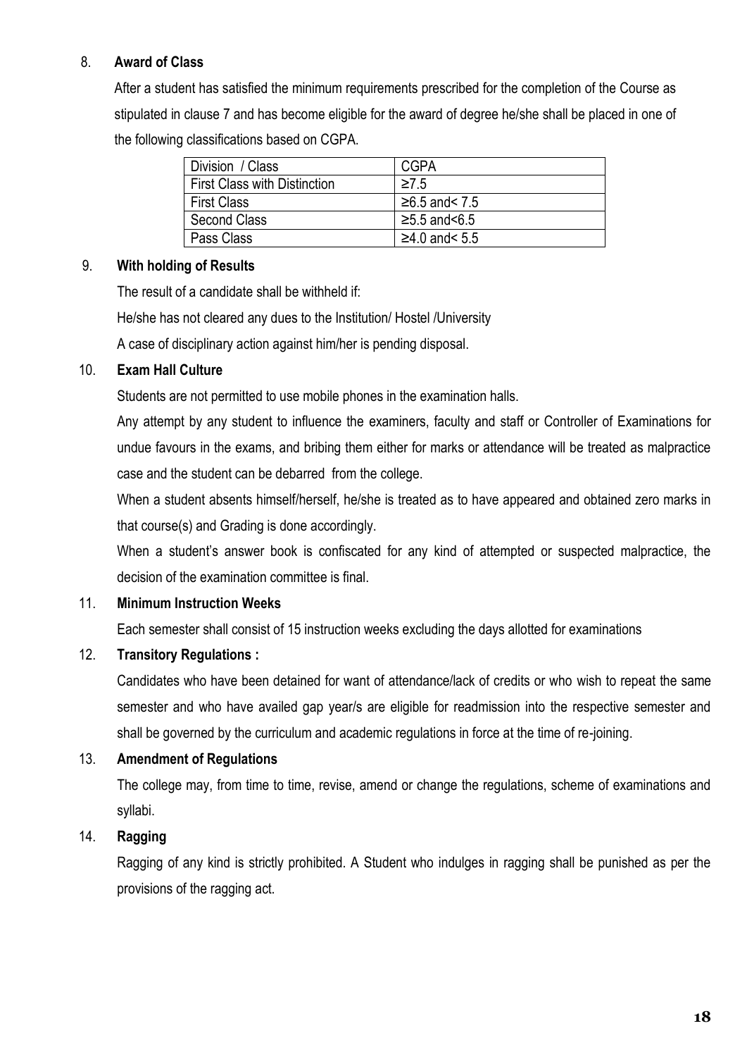8. **Award of Class**

After a student has satisfied the minimum requirements prescribed for the completion of the Course as stipulated in clause 7 and has become eligible for the award of degree he/she shall be placed in one of the following classifications based on CGPA.

| Division / Class | CGPA |
|---|---|
| First Class with Distinction | ≥7.5 |
| First Class | ≥6.5 and< 7.5 |
| Second Class | ≥5.5 and<6.5 |
| Pass Class | ≥4.0 and< 5.5 |

9. **With holding of Results**

The result of a candidate shall be withheld if:

He/she has not cleared any dues to the Institution/ Hostel /University

A case of disciplinary action against him/her is pending disposal.

10. **Exam Hall Culture**

Students are not permitted to use mobile phones in the examination halls.

Any attempt by any student to influence the examiners, faculty and staff or Controller of Examinations for undue favours in the exams, and bribing them either for marks or attendance will be treated as malpractice case and the student can be debarred from the college.

When a student absents himself/herself, he/she is treated as to have appeared and obtained zero marks in that course(s) and Grading is done accordingly.

When a student's answer book is confiscated for any kind of attempted or suspected malpractice, the decision of the examination committee is final.

11. **Minimum Instruction Weeks**

Each semester shall consist of 15 instruction weeks excluding the days allotted for examinations

12. **Transitory Regulations :**

Candidates who have been detained for want of attendance/lack of credits or who wish to repeat the same semester and who have availed gap year/s are eligible for readmission into the respective semester and shall be governed by the curriculum and academic regulations in force at the time of re-joining.

13. **Amendment of Regulations**

The college may, from time to time, revise, amend or change the regulations, scheme of examinations and syllabi.

14. **Ragging**

Ragging of any kind is strictly prohibited. A Student who indulges in ragging shall be punished as per the provisions of the ragging act.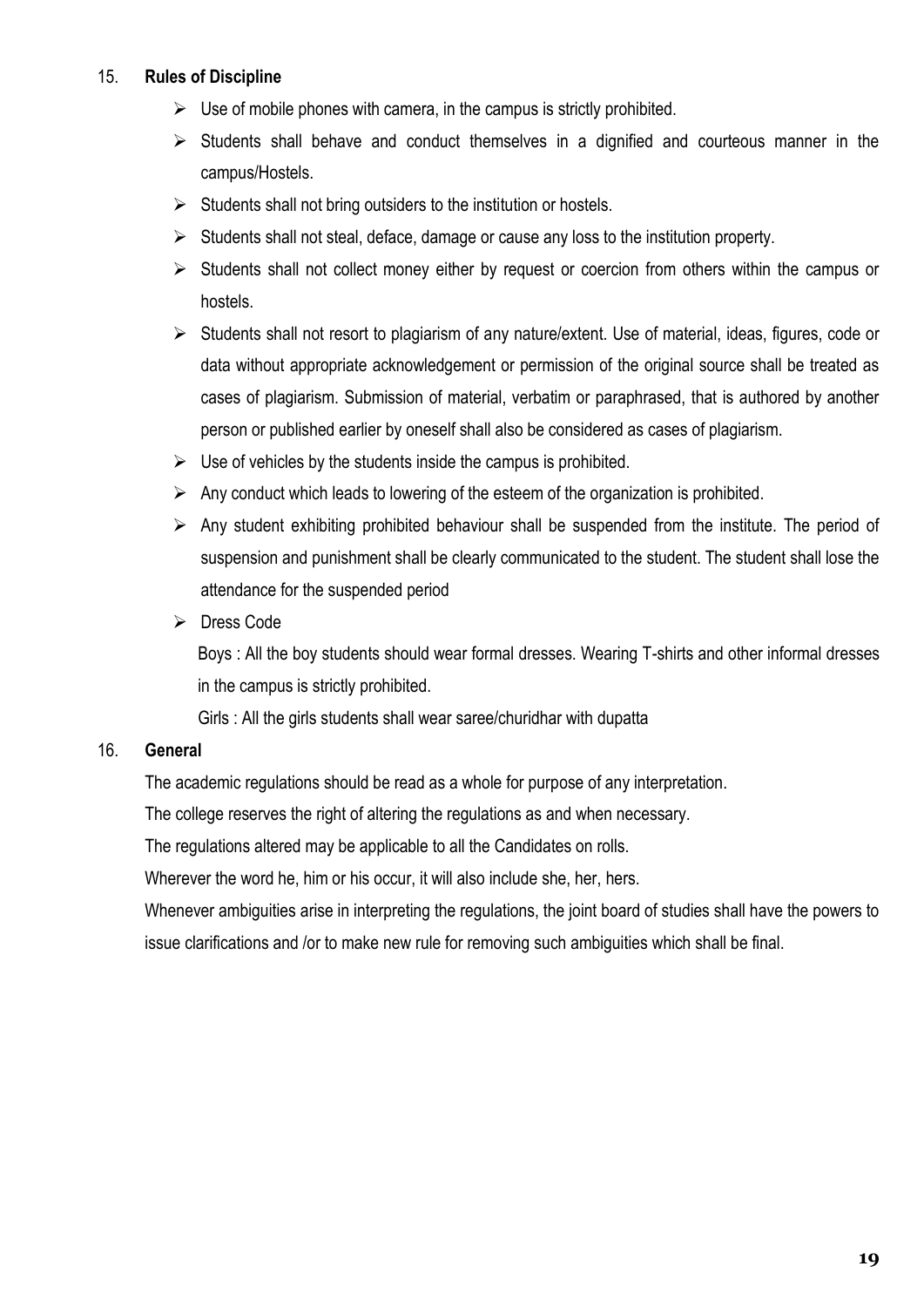## 15. **Rules of Discipline**

- Use of mobile phones with camera, in the campus is strictly prohibited.
- Students shall behave and conduct themselves in a dignified and courteous manner in the campus/Hostels.
- Students shall not bring outsiders to the institution or hostels.
- Students shall not steal, deface, damage or cause any loss to the institution property.
- Students shall not collect money either by request or coercion from others within the campus or hostels.
- Students shall not resort to plagiarism of any nature/extent. Use of material, ideas, figures, code or data without appropriate acknowledgement or permission of the original source shall be treated as cases of plagiarism. Submission of material, verbatim or paraphrased, that is authored by another person or published earlier by oneself shall also be considered as cases of plagiarism.
- Use of vehicles by the students inside the campus is prohibited.
- Any conduct which leads to lowering of the esteem of the organization is prohibited.
- Any student exhibiting prohibited behaviour shall be suspended from the institute. The period of suspension and punishment shall be clearly communicated to the student. The student shall lose the attendance for the suspended period
- Dress Code

  Boys : All the boy students should wear formal dresses. Wearing T-shirts and other informal dresses in the campus is strictly prohibited.

  Girls : All the girls students shall wear saree/churidhar with dupatta

## 16. **General**

The academic regulations should be read as a whole for purpose of any interpretation.

The college reserves the right of altering the regulations as and when necessary.

The regulations altered may be applicable to all the Candidates on rolls.

Wherever the word he, him or his occur, it will also include she, her, hers.

Whenever ambiguities arise in interpreting the regulations, the joint board of studies shall have the powers to issue clarifications and /or to make new rule for removing such ambiguities which shall be final.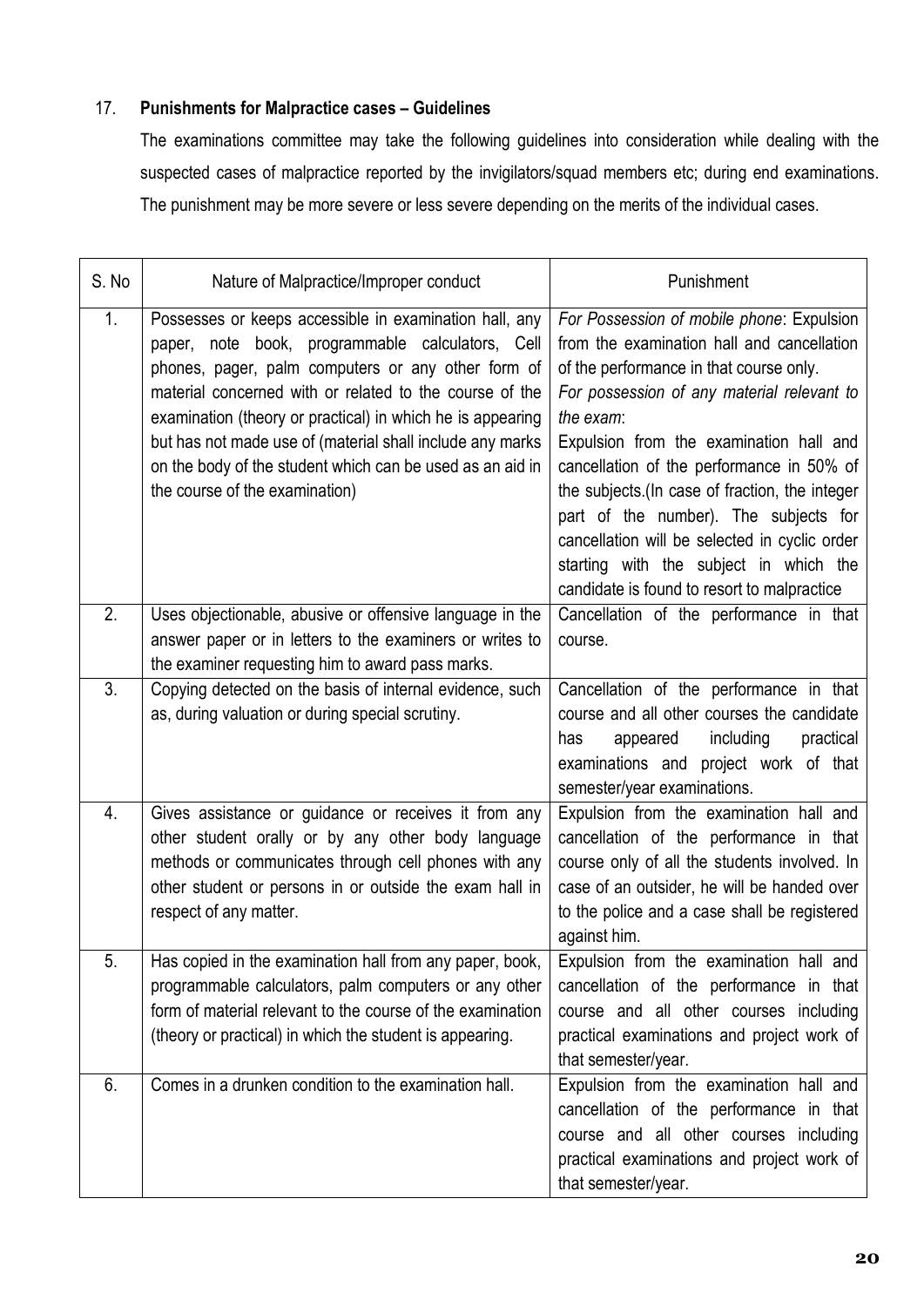17. **Punishments for Malpractice cases – Guidelines**

The examinations committee may take the following guidelines into consideration while dealing with the suspected cases of malpractice reported by the invigilators/squad members etc; during end examinations. The punishment may be more severe or less severe depending on the merits of the individual cases.

| S. No | Nature of Malpractice/Improper conduct | Punishment |
|---|---|---|
| 1. | Possesses or keeps accessible in examination hall, any paper, note book, programmable calculators, Cell phones, pager, palm computers or any other form of material concerned with or related to the course of the examination (theory or practical) in which he is appearing but has not made use of (material shall include any marks on the body of the student which can be used as an aid in the course of the examination) | *For Possession of mobile phone*: Expulsion from the examination hall and cancellation of the performance in that course only. *For possession of any material relevant to the exam*: Expulsion from the examination hall and cancellation of the performance in 50% of the subjects.(In case of fraction, the integer part of the number). The subjects for cancellation will be selected in cyclic order starting with the subject in which the candidate is found to resort to malpractice |
| 2. | Uses objectionable, abusive or offensive language in the answer paper or in letters to the examiners or writes to the examiner requesting him to award pass marks. | Cancellation of the performance in that course. |
| 3. | Copying detected on the basis of internal evidence, such as, during valuation or during special scrutiny. | Cancellation of the performance in that course and all other courses the candidate has appeared including practical examinations and project work of that semester/year examinations. |
| 4. | Gives assistance or guidance or receives it from any other student orally or by any other body language methods or communicates through cell phones with any other student or persons in or outside the exam hall in respect of any matter. | Expulsion from the examination hall and cancellation of the performance in that course only of all the students involved. In case of an outsider, he will be handed over to the police and a case shall be registered against him. |
| 5. | Has copied in the examination hall from any paper, book, programmable calculators, palm computers or any other form of material relevant to the course of the examination (theory or practical) in which the student is appearing. | Expulsion from the examination hall and cancellation of the performance in that course and all other courses including practical examinations and project work of that semester/year. |
| 6. | Comes in a drunken condition to the examination hall. | Expulsion from the examination hall and cancellation of the performance in that course and all other courses including practical examinations and project work of that semester/year. |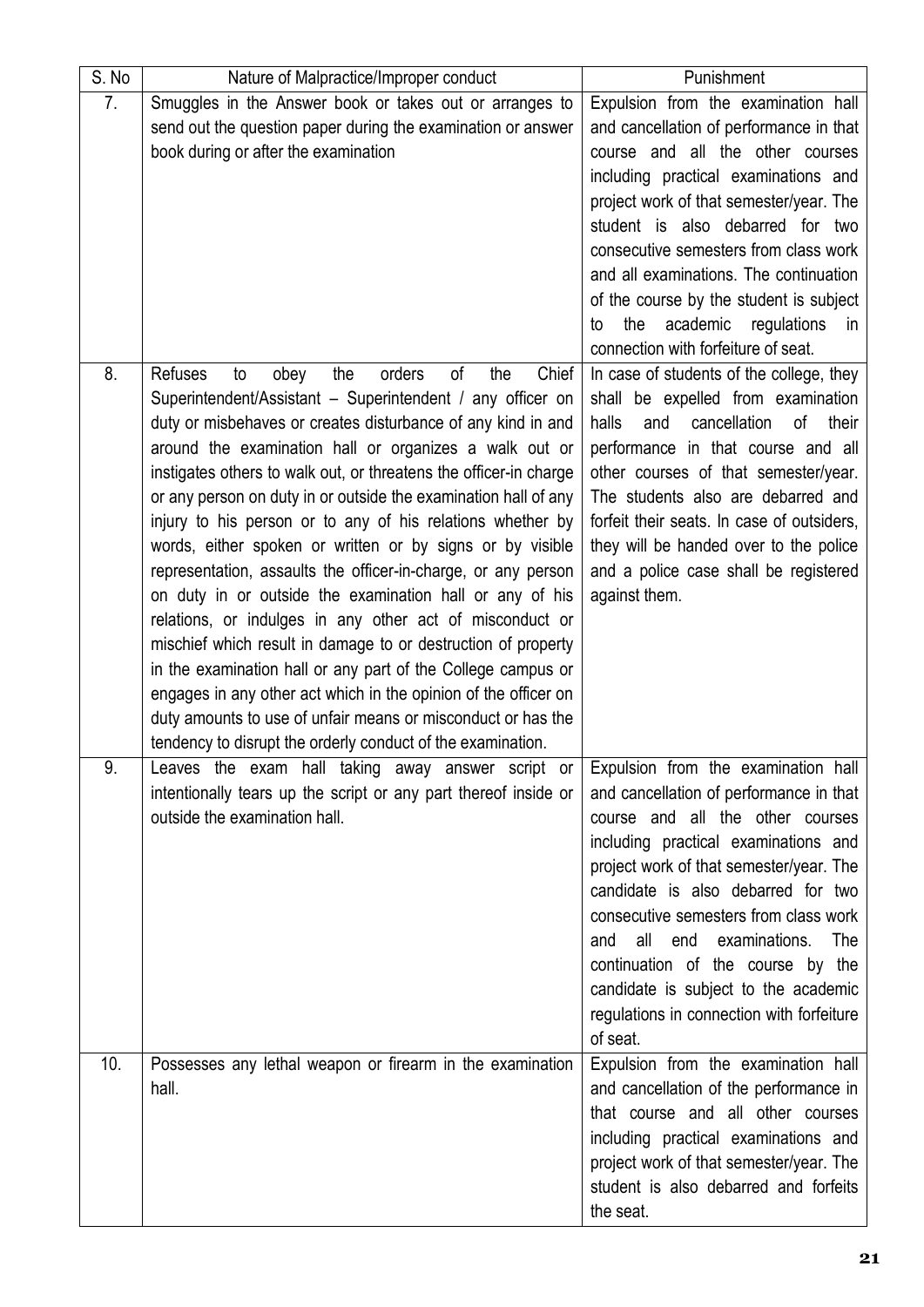| S. No | Nature of Malpractice/Improper conduct | Punishment |
|---|---|---|
| 7. | Smuggles in the Answer book or takes out or arranges to send out the question paper during the examination or answer book during or after the examination | Expulsion from the examination hall and cancellation of performance in that course and all the other courses including practical examinations and project work of that semester/year. The student is also debarred for two consecutive semesters from class work and all examinations. The continuation of the course by the student is subject to the academic regulations in connection with forfeiture of seat. |
| 8. | Refuses to obey the orders of the Chief Superintendent/Assistant – Superintendent / any officer on duty or misbehaves or creates disturbance of any kind in and around the examination hall or organizes a walk out or instigates others to walk out, or threatens the officer-in charge or any person on duty in or outside the examination hall of any injury to his person or to any of his relations whether by words, either spoken or written or by signs or by visible representation, assaults the officer-in-charge, or any person on duty in or outside the examination hall or any of his relations, or indulges in any other act of misconduct or mischief which result in damage to or destruction of property in the examination hall or any part of the College campus or engages in any other act which in the opinion of the officer on duty amounts to use of unfair means or misconduct or has the tendency to disrupt the orderly conduct of the examination. | In case of students of the college, they shall be expelled from examination halls and cancellation of their performance in that course and all other courses of that semester/year. The students also are debarred and forfeit their seats. In case of outsiders, they will be handed over to the police and a police case shall be registered against them. |
| 9. | Leaves the exam hall taking away answer script or intentionally tears up the script or any part thereof inside or outside the examination hall. | Expulsion from the examination hall and cancellation of performance in that course and all the other courses including practical examinations and project work of that semester/year. The candidate is also debarred for two consecutive semesters from class work and all end examinations. The continuation of the course by the candidate is subject to the academic regulations in connection with forfeiture of seat. |
| 10. | Possesses any lethal weapon or firearm in the examination hall. | Expulsion from the examination hall and cancellation of the performance in that course and all other courses including practical examinations and project work of that semester/year. The student is also debarred and forfeits the seat. |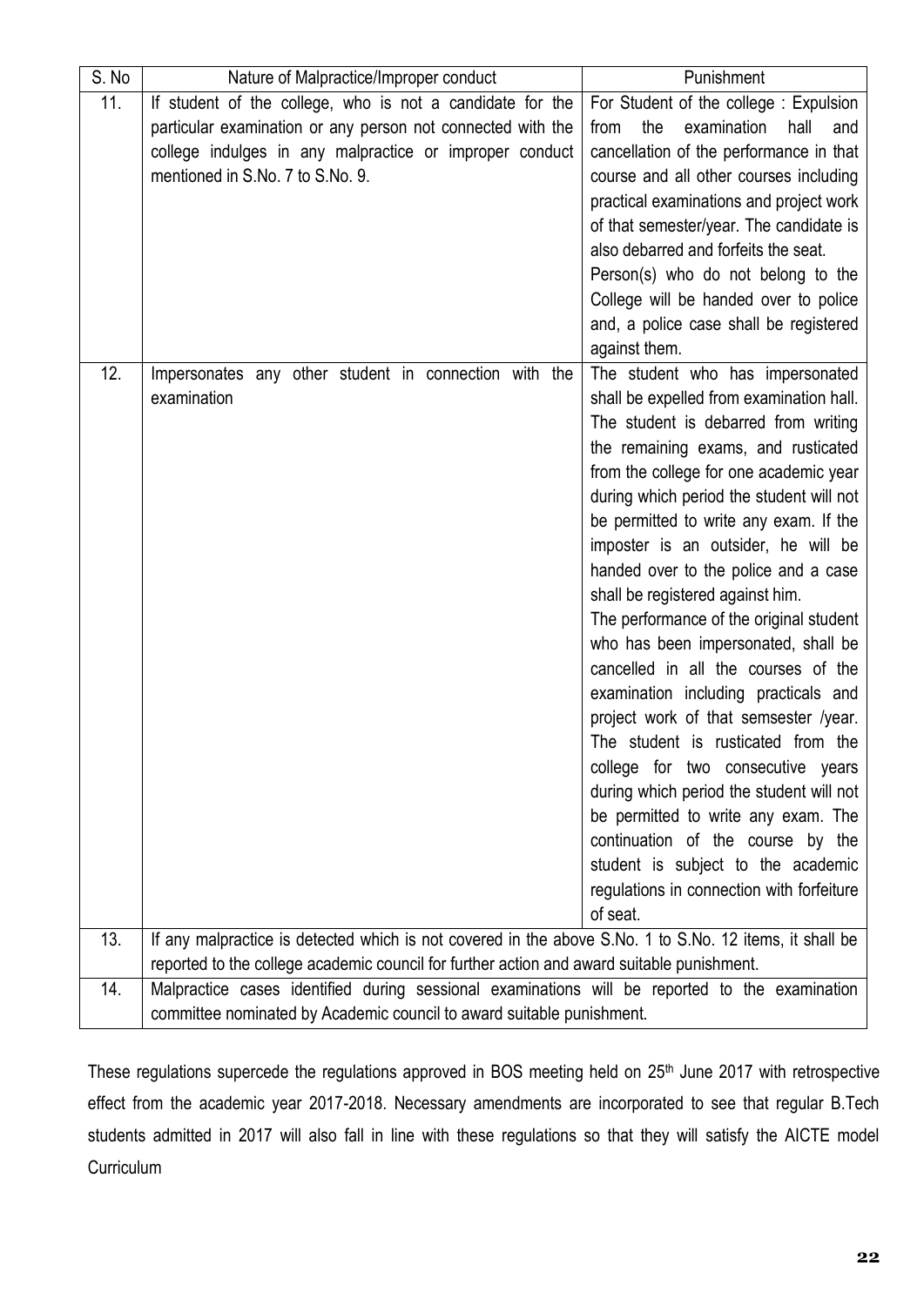| S. No | Nature of Malpractice/Improper conduct | Punishment |
|---|---|---|
| 11. | If student of the college, who is not a candidate for the particular examination or any person not connected with the college indulges in any malpractice or improper conduct mentioned in S.No. 7 to S.No. 9. | For Student of the college : Expulsion from the examination hall and cancellation of the performance in that course and all other courses including practical examinations and project work of that semester/year. The candidate is also debarred and forfeits the seat. Person(s) who do not belong to the College will be handed over to police and, a police case shall be registered against them. |
| 12. | Impersonates any other student in connection with the examination | The student who has impersonated shall be expelled from examination hall. The student is debarred from writing the remaining exams, and rusticated from the college for one academic year during which period the student will not be permitted to write any exam. If the imposter is an outsider, he will be handed over to the police and a case shall be registered against him. The performance of the original student who has been impersonated, shall be cancelled in all the courses of the examination including practicals and project work of that semsester /year. The student is rusticated from the college for two consecutive years during which period the student will not be permitted to write any exam. The continuation of the course by the student is subject to the academic regulations in connection with forfeiture of seat. |
| 13. | If any malpractice is detected which is not covered in the above S.No. 1 to S.No. 12 items, it shall be reported to the college academic council for further action and award suitable punishment. | |
| 14. | Malpractice cases identified during sessional examinations will be reported to the examination committee nominated by Academic council to award suitable punishment. | |

These regulations supercede the regulations approved in BOS meeting held on 25th June 2017 with retrospective effect from the academic year 2017-2018. Necessary amendments are incorporated to see that regular B.Tech students admitted in 2017 will also fall in line with these regulations so that they will satisfy the AICTE model Curriculum